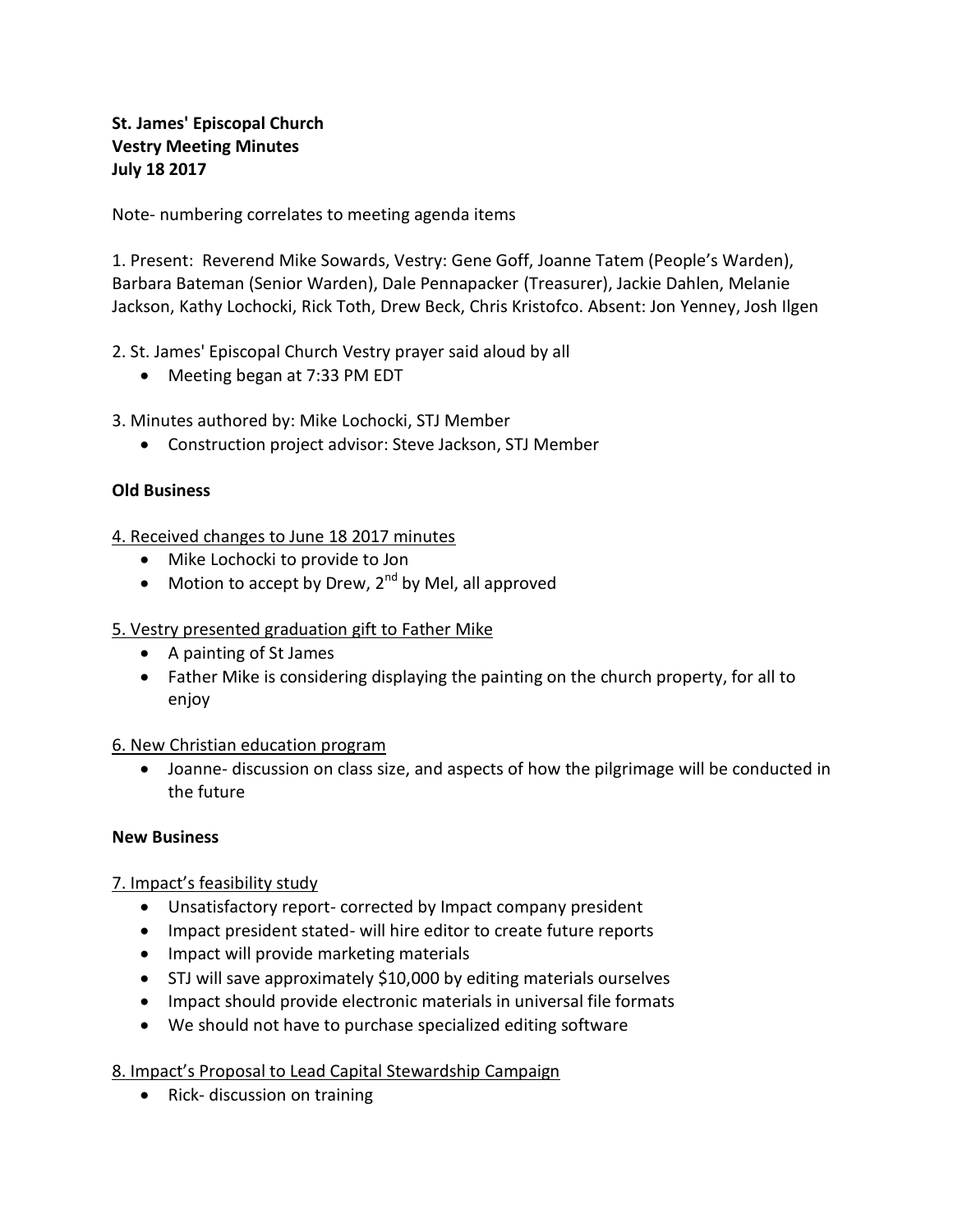**St. James' Episcopal Church**
**Vestry Meeting Minutes**
**July 18 2017**

Note- numbering correlates to meeting agenda items

1. Present: Reverend Mike Sowards, Vestry: Gene Goff, Joanne Tatem (People's Warden), Barbara Bateman (Senior Warden), Dale Pennapacker (Treasurer), Jackie Dahlen, Melanie Jackson, Kathy Lochocki, Rick Toth, Drew Beck, Chris Kristofco. Absent: Jon Yenney, Josh Ilgen

2. St. James' Episcopal Church Vestry prayer said aloud by all
   - Meeting began at 7:33 PM EDT

3. Minutes authored by: Mike Lochocki, STJ Member
   - Construction project advisor: Steve Jackson, STJ Member

**Old Business**

4. Received changes to June 18 2017 minutes
   - Mike Lochocki to provide to Jon
   - Motion to accept by Drew, 2nd by Mel, all approved

5. Vestry presented graduation gift to Father Mike
   - A painting of St James
   - Father Mike is considering displaying the painting on the church property, for all to enjoy

6. New Christian education program
   - Joanne- discussion on class size, and aspects of how the pilgrimage will be conducted in the future

**New Business**

7. Impact's feasibility study
   - Unsatisfactory report- corrected by Impact company president
   - Impact president stated- will hire editor to create future reports
   - Impact will provide marketing materials
   - STJ will save approximately $10,000 by editing materials ourselves
   - Impact should provide electronic materials in universal file formats
   - We should not have to purchase specialized editing software

8. Impact's Proposal to Lead Capital Stewardship Campaign
   - Rick- discussion on training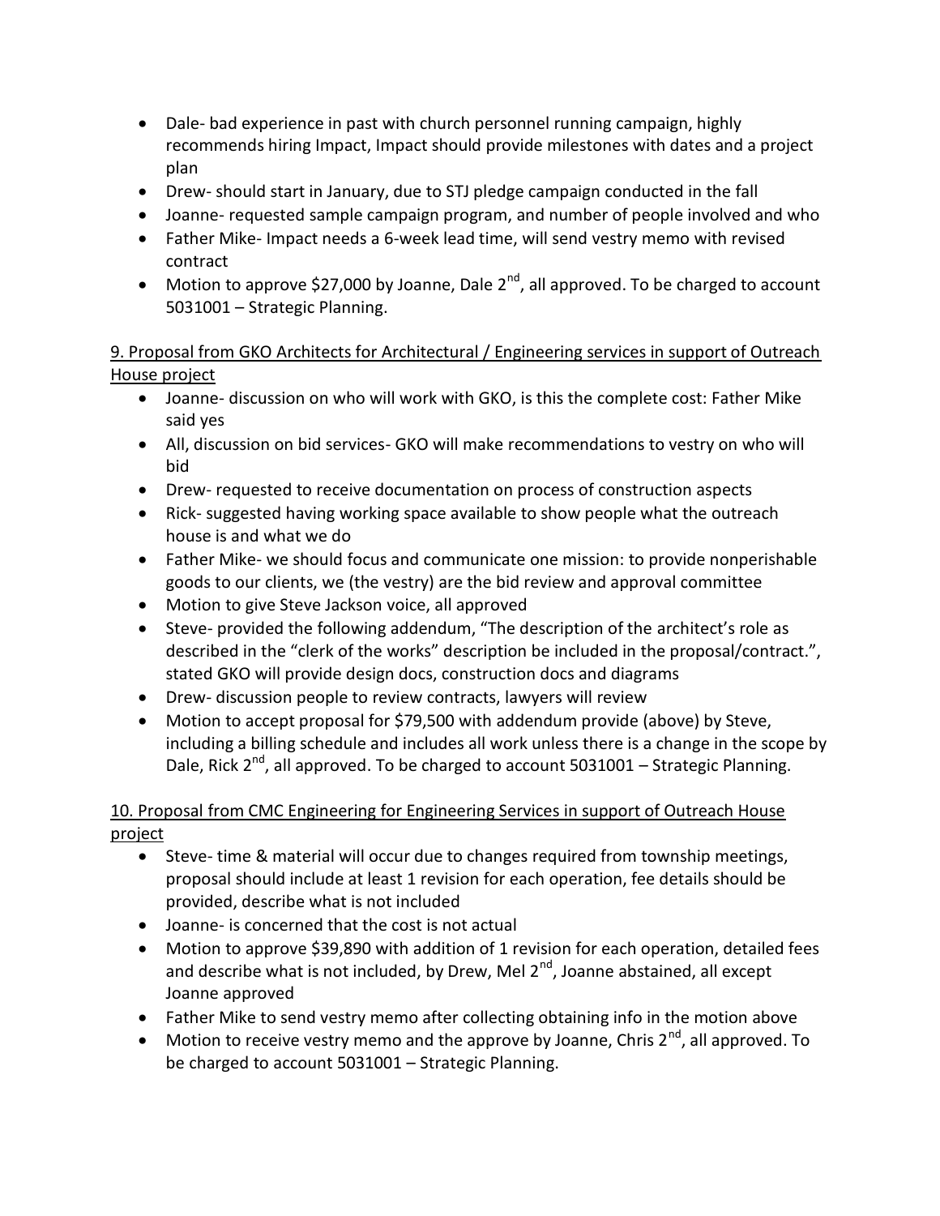- Dale- bad experience in past with church personnel running campaign, highly recommends hiring Impact, Impact should provide milestones with dates and a project plan
- Drew- should start in January, due to STJ pledge campaign conducted in the fall
- Joanne- requested sample campaign program, and number of people involved and who
- Father Mike- Impact needs a 6-week lead time, will send vestry memo with revised contract
- Motion to approve $27,000 by Joanne, Dale 2nd, all approved. To be charged to account 5031001 – Strategic Planning.

<u>9. Proposal from GKO Architects for Architectural / Engineering services in support of Outreach House project</u>

- Joanne- discussion on who will work with GKO, is this the complete cost: Father Mike said yes
- All, discussion on bid services- GKO will make recommendations to vestry on who will bid
- Drew- requested to receive documentation on process of construction aspects
- Rick- suggested having working space available to show people what the outreach house is and what we do
- Father Mike- we should focus and communicate one mission: to provide nonperishable goods to our clients, we (the vestry) are the bid review and approval committee
- Motion to give Steve Jackson voice, all approved
- Steve- provided the following addendum, "The description of the architect's role as described in the "clerk of the works" description be included in the proposal/contract.", stated GKO will provide design docs, construction docs and diagrams
- Drew- discussion people to review contracts, lawyers will review
- Motion to accept proposal for $79,500 with addendum provide (above) by Steve, including a billing schedule and includes all work unless there is a change in the scope by Dale, Rick 2nd, all approved. To be charged to account 5031001 – Strategic Planning.

<u>10. Proposal from CMC Engineering for Engineering Services in support of Outreach House project</u>

- Steve- time & material will occur due to changes required from township meetings, proposal should include at least 1 revision for each operation, fee details should be provided, describe what is not included
- Joanne- is concerned that the cost is not actual
- Motion to approve $39,890 with addition of 1 revision for each operation, detailed fees and describe what is not included, by Drew, Mel 2nd, Joanne abstained, all except Joanne approved
- Father Mike to send vestry memo after collecting obtaining info in the motion above
- Motion to receive vestry memo and the approve by Joanne, Chris 2nd, all approved. To be charged to account 5031001 – Strategic Planning.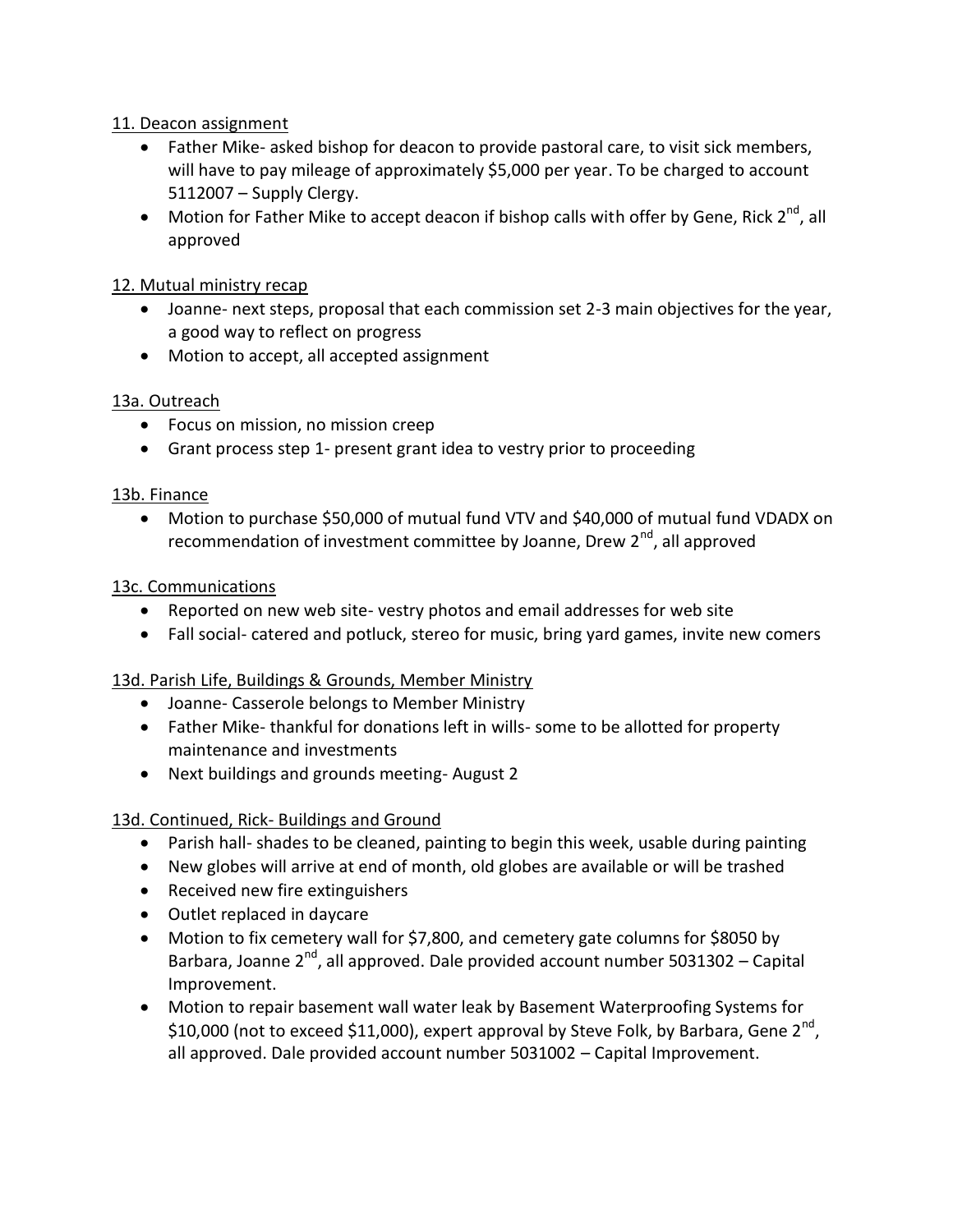11. Deacon assignment

- Father Mike- asked bishop for deacon to provide pastoral care, to visit sick members, will have to pay mileage of approximately $5,000 per year. To be charged to account 5112007 – Supply Clergy.
- Motion for Father Mike to accept deacon if bishop calls with offer by Gene, Rick 2nd, all approved

12. Mutual ministry recap

- Joanne- next steps, proposal that each commission set 2-3 main objectives for the year, a good way to reflect on progress
- Motion to accept, all accepted assignment

13a. Outreach

- Focus on mission, no mission creep
- Grant process step 1- present grant idea to vestry prior to proceeding

13b. Finance

- Motion to purchase $50,000 of mutual fund VTV and $40,000 of mutual fund VDADX on recommendation of investment committee by Joanne, Drew 2nd, all approved

13c. Communications

- Reported on new web site- vestry photos and email addresses for web site
- Fall social- catered and potluck, stereo for music, bring yard games, invite new comers

13d. Parish Life, Buildings & Grounds, Member Ministry

- Joanne- Casserole belongs to Member Ministry
- Father Mike- thankful for donations left in wills- some to be allotted for property maintenance and investments
- Next buildings and grounds meeting- August 2

13d. Continued, Rick- Buildings and Ground

- Parish hall- shades to be cleaned, painting to begin this week, usable during painting
- New globes will arrive at end of month, old globes are available or will be trashed
- Received new fire extinguishers
- Outlet replaced in daycare
- Motion to fix cemetery wall for $7,800, and cemetery gate columns for $8050 by Barbara, Joanne 2nd, all approved. Dale provided account number 5031302 – Capital Improvement.
- Motion to repair basement wall water leak by Basement Waterproofing Systems for $10,000 (not to exceed $11,000), expert approval by Steve Folk, by Barbara, Gene 2nd, all approved. Dale provided account number 5031002 – Capital Improvement.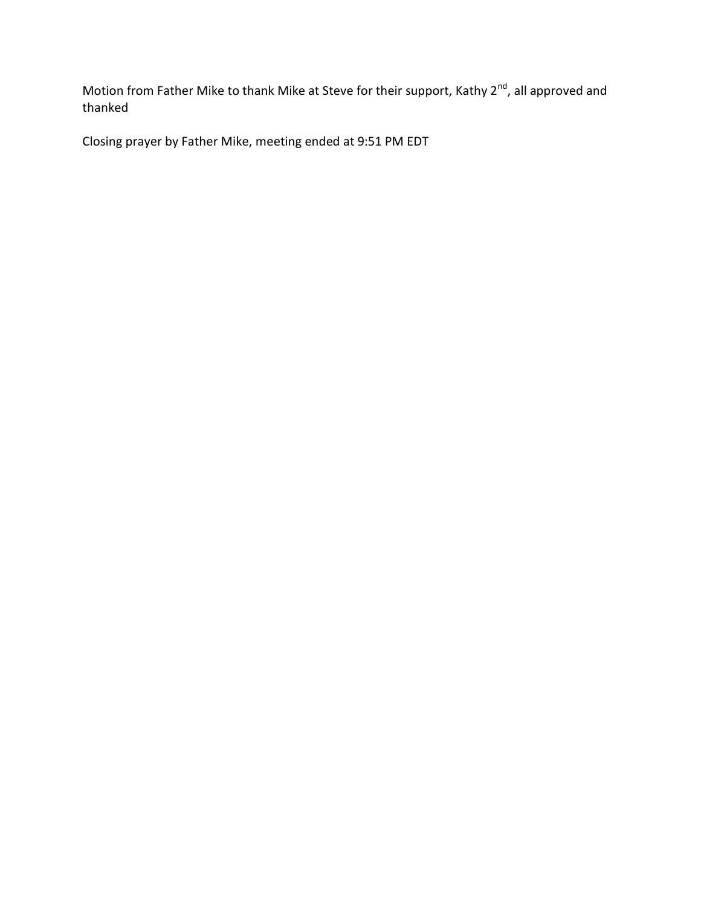Motion from Father Mike to thank Mike at Steve for their support, Kathy 2[nd], all approved and thanked

Closing prayer by Father Mike, meeting ended at 9:51 PM EDT